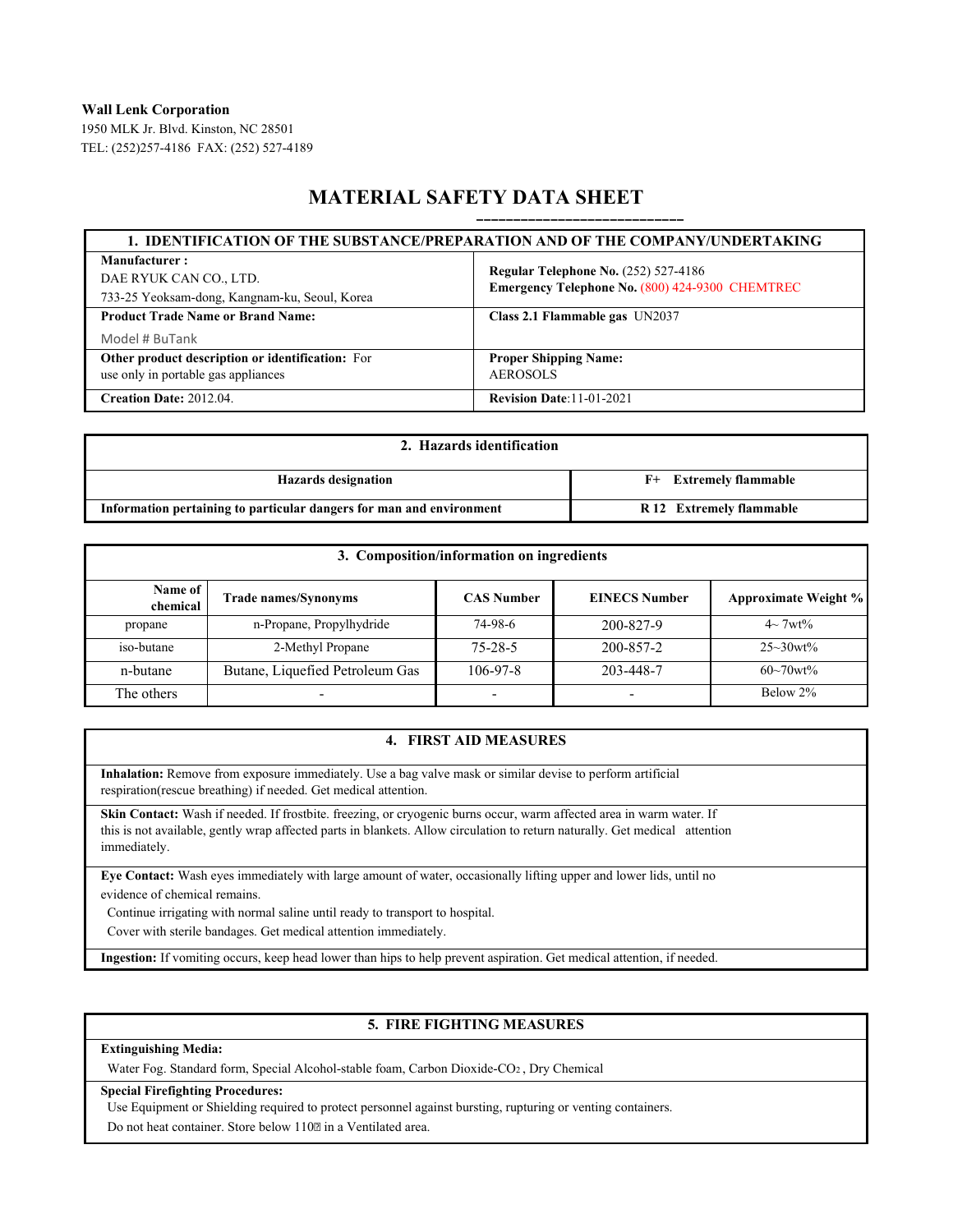**Wall Lenk Corporation**
1950 MLK Jr. Blvd. Kinston, NC 28501
TEL: (252)257-4186 FAX: (252) 527-4189

# MATERIAL SAFETY DATA SHEET

| 1. IDENTIFICATION OF THE SUBSTANCE/PREPARATION AND OF THE COMPANY/UNDERTAKING | |
|---|---|
| **Manufacturer :** DAE RYUK CAN CO., LTD. 733-25 Yeoksam-dong, Kangnam-ku, Seoul, Korea | **Regular Telephone No.** (252) 527-4186 **Emergency Telephone No.** (800) 424-9300 CHEMTREC |
| **Product Trade Name or Brand Name:** Model # BuTank | **Class 2.1 Flammable gas** UN2037 |
| **Other product description or identification:** For use only in portable gas appliances | **Proper Shipping Name:** AEROSOLS |
| **Creation Date:** 2012.04. | **Revision Date**:11-01-2021 |

| 2. Hazards identification | |
|---|---|
| **Hazards designation** | **F+ Extremely flammable** |
| **Information pertaining to particular dangers for man and environment** | **R 12 Extremely flammable** |

**3. Composition/information on ingredients**

| Name of chemical | Trade names/Synonyms | CAS Number | EINECS Number | Approximate Weight % |
|---|---|---|---|---|
| propane | n-Propane, Propylhydride | 74-98-6 | 200-827-9 | 4~ 7wt% |
| iso-butane | 2-Methyl Propane | 75-28-5 | 200-857-2 | 25~30wt% |
| n-butane | Butane, Liquefied Petroleum Gas | 106-97-8 | 203-448-7 | 60~70wt% |
| The others | - | - | - | Below 2% |

## 4. FIRST AID MEASURES

**Inhalation:** Remove from exposure immediately. Use a bag valve mask or similar devise to perform artificial respiration(rescue breathing) if needed. Get medical attention.

**Skin Contact:** Wash if needed. If frostbite. freezing, or cryogenic burns occur, warm affected area in warm water. If this is not available, gently wrap affected parts in blankets. Allow circulation to return naturally. Get medical attention immediately.

**Eye Contact:** Wash eyes immediately with large amount of water, occasionally lifting upper and lower lids, until no evidence of chemical remains.
Continue irrigating with normal saline until ready to transport to hospital.
Cover with sterile bandages. Get medical attention immediately.

**Ingestion:** If vomiting occurs, keep head lower than hips to help prevent aspiration. Get medical attention, if needed.

## 5. FIRE FIGHTING MEASURES

**Extinguishing Media:**
Water Fog. Standard form, Special Alcohol-stable foam, Carbon Dioxide-$CO_2$ , Dry Chemical

**Special Firefighting Procedures:**
Use Equipment or Shielding required to protect personnel against bursting, rupturing or venting containers.
Do not heat container. Store below 110� in a Ventilated area.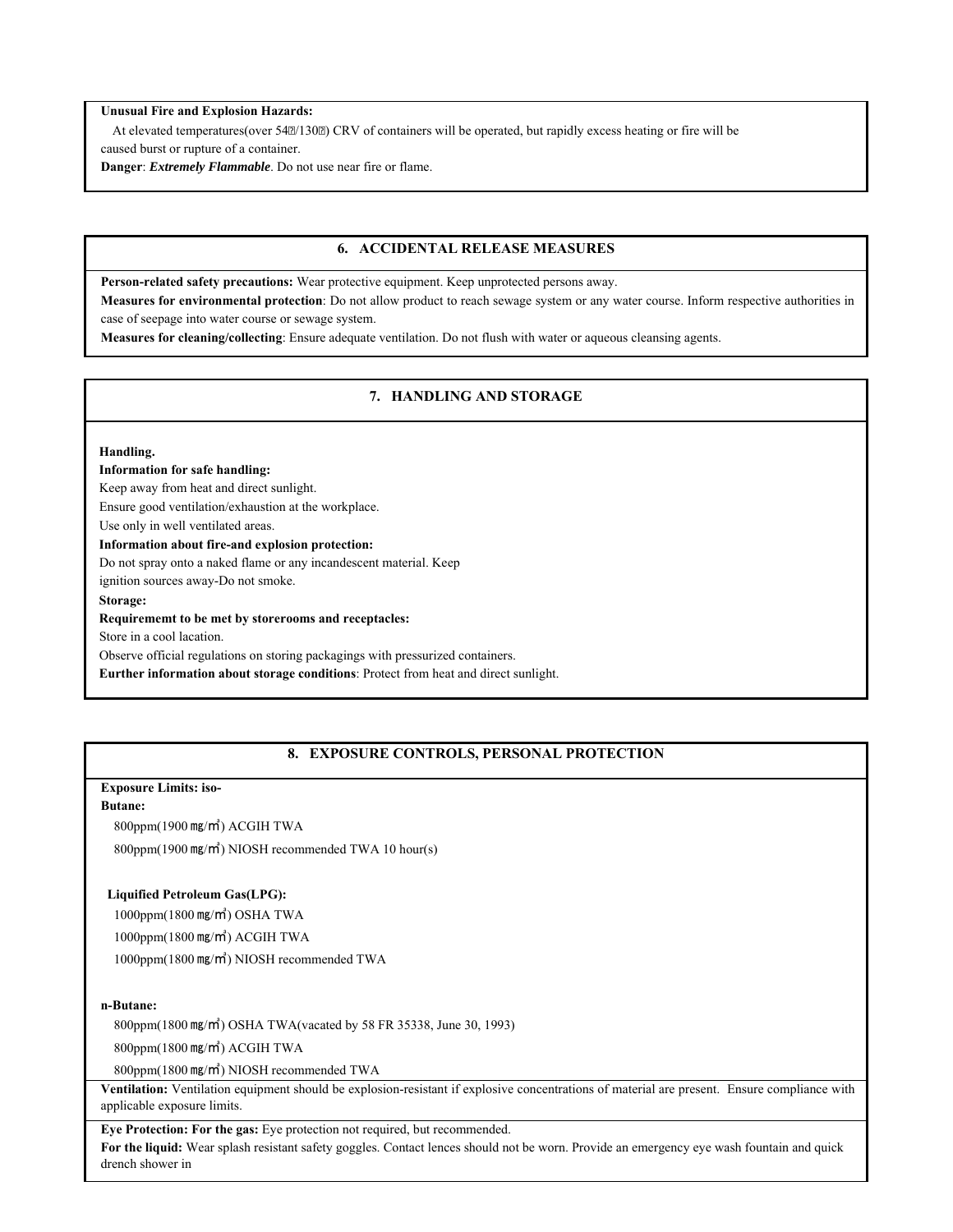**Unusual Fire and Explosion Hazards:**

At elevated temperatures(over 54℃/130℉) CRV of containers will be operated, but rapidly excess heating or fire will be caused burst or rupture of a container.

**Danger**: ***Extremely Flammable***. Do not use near fire or flame.

## 6. ACCIDENTAL RELEASE MEASURES

**Person-related safety precautions:** Wear protective equipment. Keep unprotected persons away.

**Measures for environmental protection**: Do not allow product to reach sewage system or any water course. Inform respective authorities in case of seepage into water course or sewage system.

**Measures for cleaning/collecting**: Ensure adequate ventilation. Do not flush with water or aqueous cleansing agents.

## 7. HANDLING AND STORAGE

**Handling.**

**Information for safe handling:**

Keep away from heat and direct sunlight.

Ensure good ventilation/exhaustion at the workplace.

Use only in well ventilated areas.

**Information about fire-and explosion protection:**

Do not spray onto a naked flame or any incandescent material. Keep ignition sources away-Do not smoke.

**Storage:**

**Requirememt to be met by storerooms and receptacles:**

Store in a cool lacation.

Observe official regulations on storing packagings with pressurized containers.

**Eurther information about storage conditions**: Protect from heat and direct sunlight.

## 8. EXPOSURE CONTROLS, PERSONAL PROTECTION

**Exposure Limits: iso-Butane:**

800ppm(1900 ㎎/㎥) ACGIH TWA

800ppm(1900 ㎎/㎥) NIOSH recommended TWA 10 hour(s)

**Liquified Petroleum Gas(LPG):**

1000ppm(1800 ㎎/㎥) OSHA TWA

1000ppm(1800 ㎎/㎥) ACGIH TWA

1000ppm(1800 ㎎/㎥) NIOSH recommended TWA

**n-Butane:**

800ppm(1800 ㎎/㎥) OSHA TWA(vacated by 58 FR 35338, June 30, 1993)

800ppm(1800 ㎎/㎥) ACGIH TWA

800ppm(1800 ㎎/㎥) NIOSH recommended TWA

**Ventilation:** Ventilation equipment should be explosion-resistant if explosive concentrations of material are present. Ensure compliance with applicable exposure limits.

**Eye Protection: For the gas:** Eye protection not required, but recommended.

**For the liquid:** Wear splash resistant safety goggles. Contact lences should not be worn. Provide an emergency eye wash fountain and quick drench shower in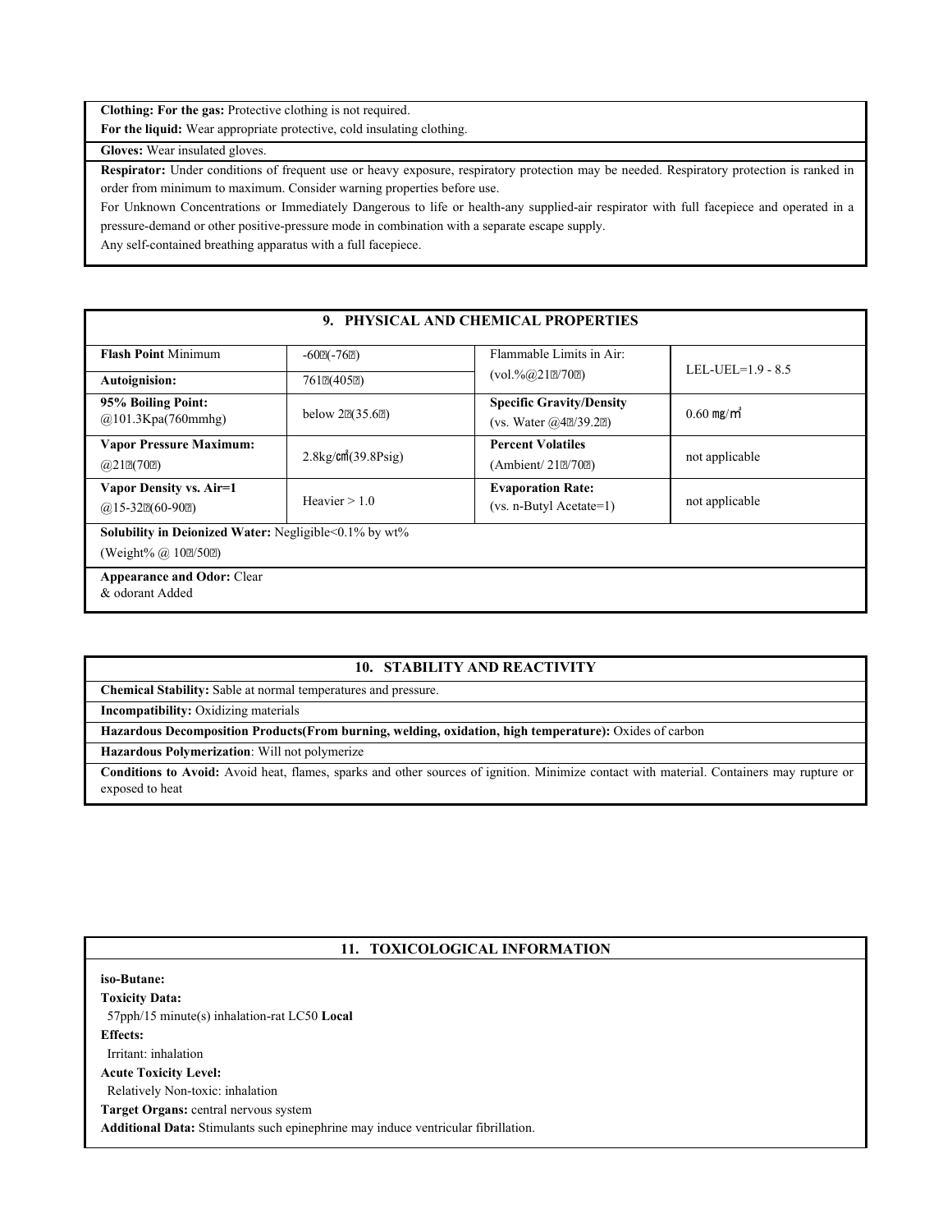**Clothing: For the gas:** Protective clothing is not required.

**For the liquid:** Wear appropriate protective, cold insulating clothing.

**Gloves:** Wear insulated gloves.

**Respirator:** Under conditions of frequent use or heavy exposure, respiratory protection may be needed. Respiratory protection is ranked in order from minimum to maximum. Consider warning properties before use.

For Unknown Concentrations or Immediately Dangerous to life or health-any supplied-air respirator with full facepiece and operated in a pressure-demand or other positive-pressure mode in combination with a separate escape supply.

Any self-contained breathing apparatus with a full facepiece.

## 9. PHYSICAL AND CHEMICAL PROPERTIES

| | | | |
|---|---|---|---|
| **Flash Point** Minimum | -60℃(-76℉) | Flammable Limits in Air: (vol.%@21℃/70℉) | LEL-UEL=1.9 - 8.5 |
| **Autoignision:** | 761℃(405℉) | | |
| **95% Boiling Point:** @101.3Kpa(760mmhg) | below 2℃(35.6℉) | **Specific Gravity/Density** (vs. Water @4℃/39.2℉) | 0.60 ㎎/㎥ |
| **Vapor Pressure Maximum:** @21℃(70℉) | 2.8kg/㎠(39.8Psig) | **Percent Volatiles** (Ambient/ 21℃/70℉) | not applicable |
| **Vapor Density vs. Air=1** @15-32℃(60-90℉) | Heavier > 1.0 | **Evaporation Rate:** (vs. n-Butyl Acetate=1) | not applicable |

**Solubility in Deionized Water:** Negligible<0.1% by wt% (Weight% @ 10℃/50℉)

**Appearance and Odor:** Clear & odorant Added

## 10. STABILITY AND REACTIVITY

**Chemical Stability:** Sable at normal temperatures and pressure.

**Incompatibility:** Oxidizing materials

**Hazardous Decomposition Products(From burning, welding, oxidation, high temperature):** Oxides of carbon

**Hazardous Polymerization**: Will not polymerize

**Conditions to Avoid:** Avoid heat, flames, sparks and other sources of ignition. Minimize contact with material. Containers may rupture or exposed to heat

## 11. TOXICOLOGICAL INFORMATION

**iso-Butane:**

**Toxicity Data:**

57pph/15 minute(s) inhalation-rat LC50 **Local**

**Effects:**

Irritant: inhalation

**Acute Toxicity Level:**

Relatively Non-toxic: inhalation

**Target Organs:** central nervous system

**Additional Data:** Stimulants such epinephrine may induce ventricular fibrillation.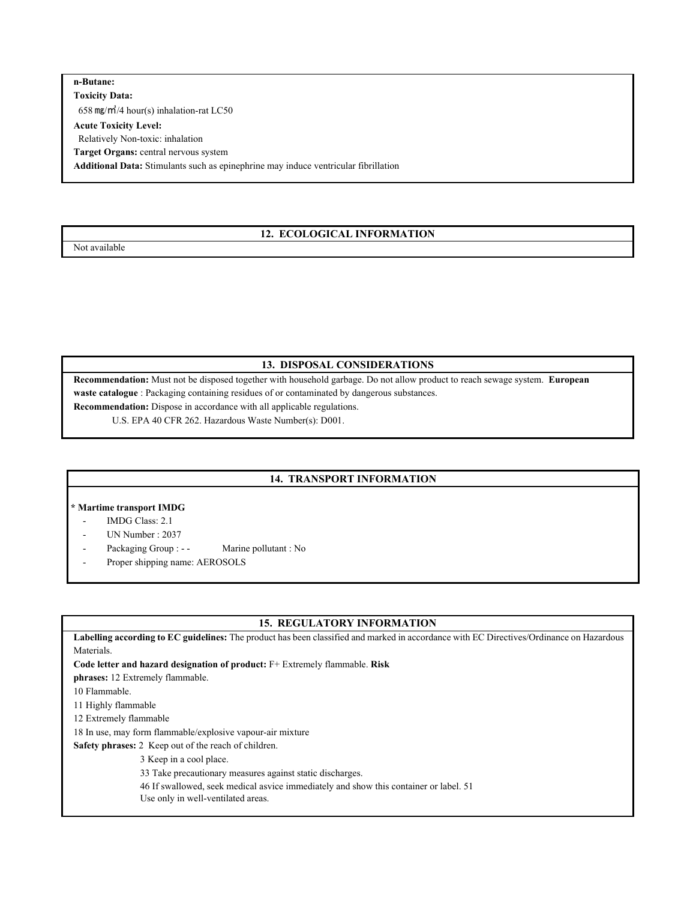**n-Butane:**

**Toxicity Data:**

658 ㎎/㎥/4 hour(s) inhalation-rat LC50

**Acute Toxicity Level:**

Relatively Non-toxic: inhalation

**Target Organs:** central nervous system

**Additional Data:** Stimulants such as epinephrine may induce ventricular fibrillation

## 12. ECOLOGICAL INFORMATION

Not available

## 13. DISPOSAL CONSIDERATIONS

**Recommendation:** Must not be disposed together with household garbage. Do not allow product to reach sewage system. **European waste catalogue** : Packaging containing residues of or contaminated by dangerous substances.

**Recommendation:** Dispose in accordance with all applicable regulations.

U.S. EPA 40 CFR 262. Hazardous Waste Number(s): D001.

## 14. TRANSPORT INFORMATION

**\* Martime transport IMDG**

- IMDG Class: 2.1
- UN Number : 2037
- Packaging Group : - - Marine pollutant : No
- Proper shipping name: AEROSOLS

## 15. REGULATORY INFORMATION

**Labelling according to EC guidelines:** The product has been classified and marked in accordance with EC Directives/Ordinance on Hazardous Materials.

**Code letter and hazard designation of product:** F+ Extremely flammable. **Risk phrases:** 12 Extremely flammable.

10 Flammable.

11 Highly flammable

12 Extremely flammable

18 In use, may form flammable/explosive vapour-air mixture

**Safety phrases:** 2 Keep out of the reach of children.

3 Keep in a cool place.

33 Take precautionary measures against static discharges.

46 If swallowed, seek medical asvice immediately and show this container or label. 51 Use only in well-ventilated areas.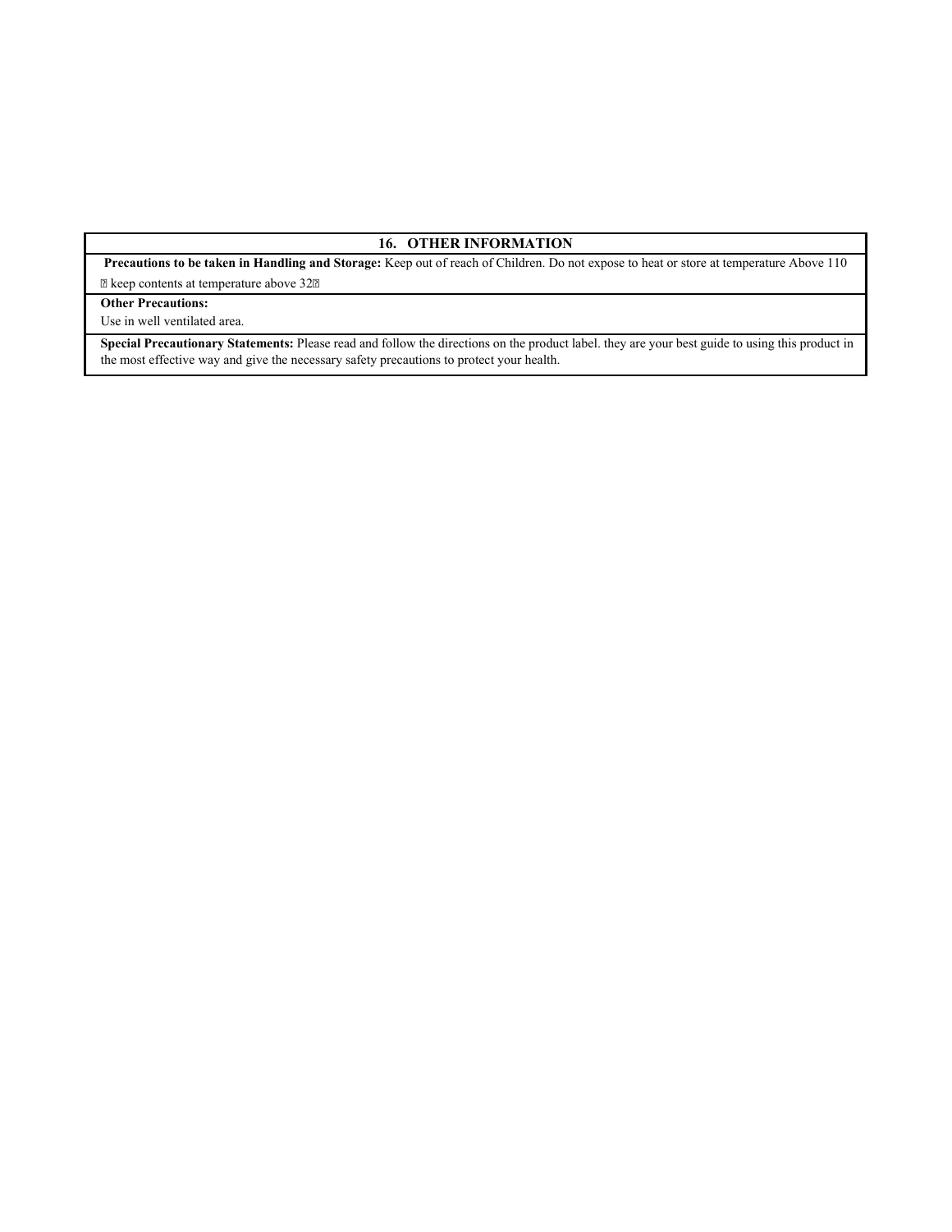## 16. OTHER INFORMATION

**Precautions to be taken in Handling and Storage:** Keep out of reach of Children. Do not expose to heat or store at temperature Above 110 ? keep contents at temperature above 32?

**Other Precautions:**

Use in well ventilated area.

**Special Precautionary Statements:** Please read and follow the directions on the product label. they are your best guide to using this product in the most effective way and give the necessary safety precautions to protect your health.